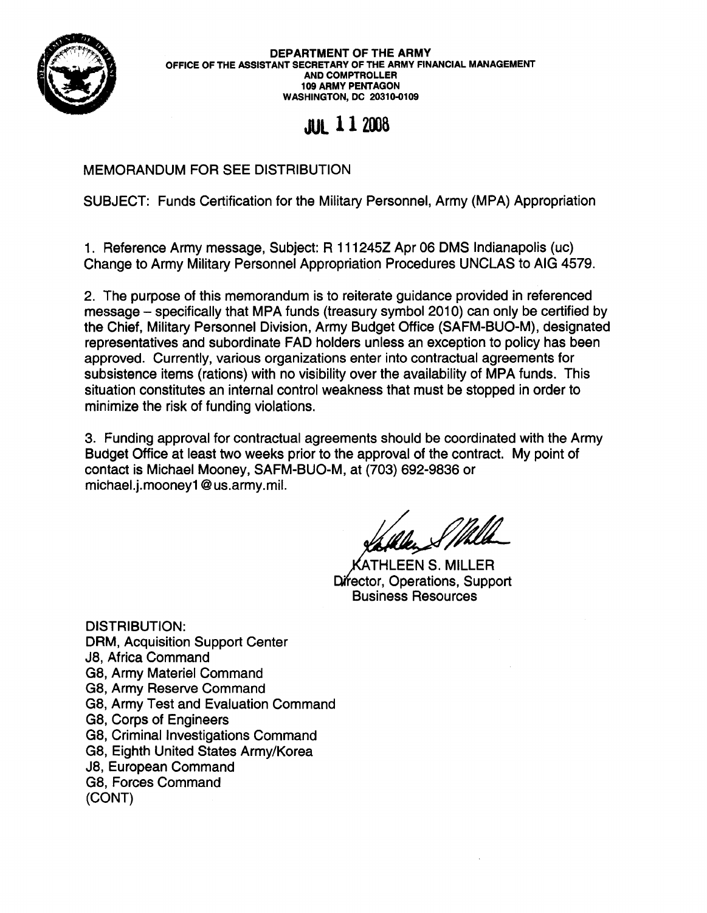**DEPARTMENT OF THE ARMY**
**OFFICE OF THE ASSISTANT SECRETARY OF THE ARMY FINANCIAL MANAGEMENT AND COMPTROLLER**
**109 ARMY PENTAGON**
**WASHINGTON, DC 20310-0109**

**JUL 11 2008**

MEMORANDUM FOR SEE DISTRIBUTION

SUBJECT: Funds Certification for the Military Personnel, Army (MPA) Appropriation

1. Reference Army message, Subject: R 111245Z Apr 06 DMS Indianapolis (uc) Change to Army Military Personnel Appropriation Procedures UNCLAS to AIG 4579.

2. The purpose of this memorandum is to reiterate guidance provided in referenced message – specifically that MPA funds (treasury symbol 2010) can only be certified by the Chief, Military Personnel Division, Army Budget Office (SAFM-BUO-M), designated representatives and subordinate FAD holders unless an exception to policy has been approved. Currently, various organizations enter into contractual agreements for subsistence items (rations) with no visibility over the availability of MPA funds. This situation constitutes an internal control weakness that must be stopped in order to minimize the risk of funding violations.

3. Funding approval for contractual agreements should be coordinated with the Army Budget Office at least two weeks prior to the approval of the contract. My point of contact is Michael Mooney, SAFM-BUO-M, at (703) 692-9836 or michael.j.mooney1@us.army.mil.

KATHLEEN S. MILLER
Director, Operations, Support
Business Resources

DISTRIBUTION:
DRM, Acquisition Support Center
J8, Africa Command
G8, Army Materiel Command
G8, Army Reserve Command
G8, Army Test and Evaluation Command
G8, Corps of Engineers
G8, Criminal Investigations Command
G8, Eighth United States Army/Korea
J8, European Command
G8, Forces Command
(CONT)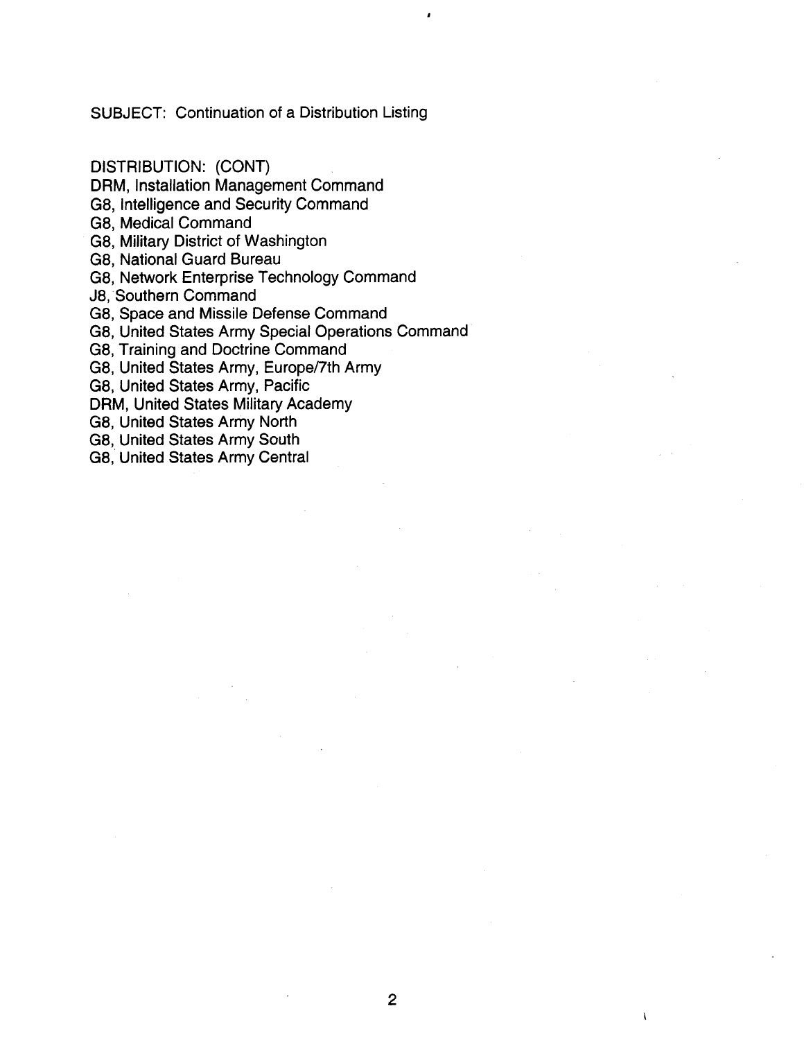SUBJECT: Continuation of a Distribution Listing

DISTRIBUTION: (CONT)
DRM, Installation Management Command
G8, Intelligence and Security Command
G8, Medical Command
G8, Military District of Washington
G8, National Guard Bureau
G8, Network Enterprise Technology Command
J8, Southern Command
G8, Space and Missile Defense Command
G8, United States Army Special Operations Command
G8, Training and Doctrine Command
G8, United States Army, Europe/7th Army
G8, United States Army, Pacific
DRM, United States Military Academy
G8, United States Army North
G8, United States Army South
G8, United States Army Central